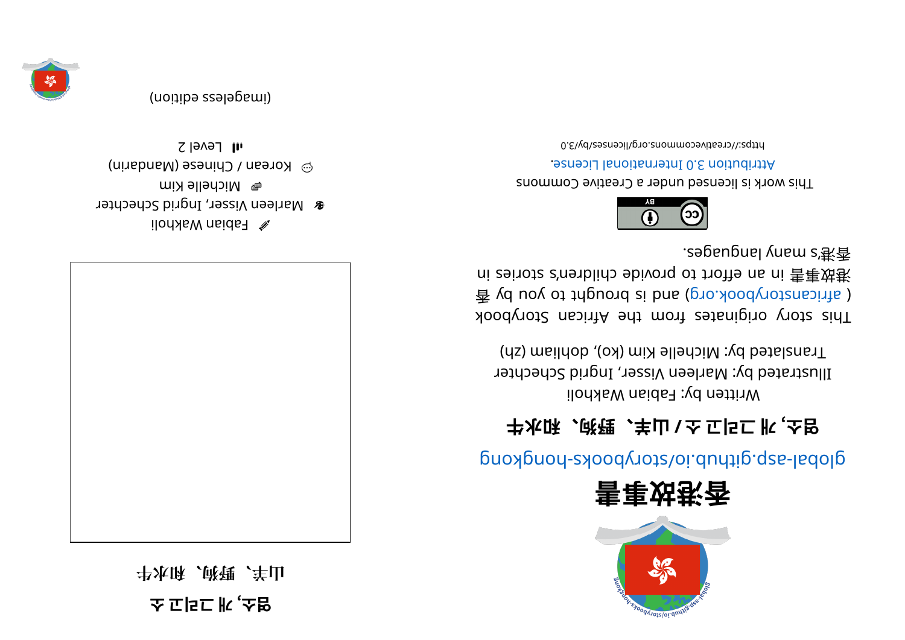# 香港故事書

global-asp.github.io/storybooks-hongkong

## 염소, 개 그리고 소 / 山羊、野狗、和水牛

Written by: Fabian Wakholi
Illustrated by: Marleen Visser, Ingrid Schechter
Translated by: Michelle Kim (ko), dohliam (zh)

This story originates from the African Storybook ( africanstorybook.org ) and is brought to you by 香港故事書 in an effort to provide children's stories in 香港's many languages.

This work is licensed under a Creative Commons Attribution 3.0 International License.

https://creativecommons.org/licenses/by/3.0

# 염소, 개 그리고 소

## 山羊、野狗、和水牛

✎ Fabian Wakholi
Marleen Visser, Ingrid Schechter
Michelle Kim
Korean / Chinese (Mandarin)
Level 2

(imageless edition)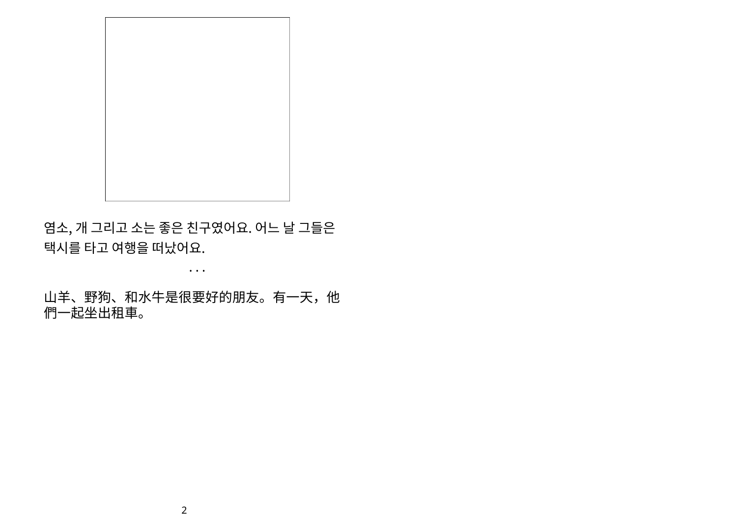염소, 개 그리고 소는 좋은 친구였어요. 어느 날 그들은 택시를 타고 여행을 떠났어요.

. . .

山羊、野狗、和水牛是很要好的朋友。有一天，他們一起坐出租車。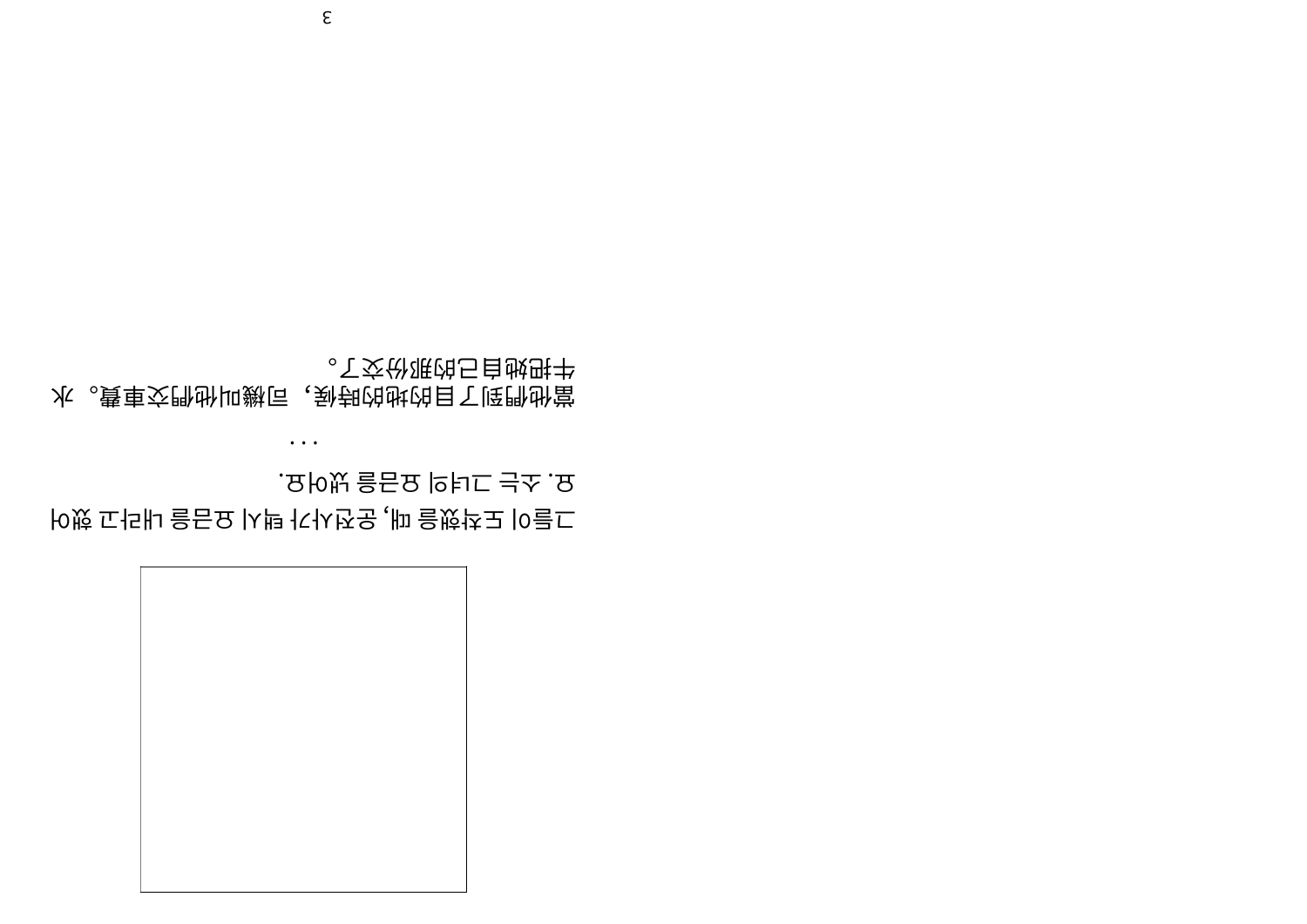그들이 도착했을 때, 운전사가 택시 요금을 내라고 했어요. 소는 그녀의 요금을 냈어요.

. . .

當他們到了目的地的時候，司機叫他們交車費。水牛把她自己的那份交了。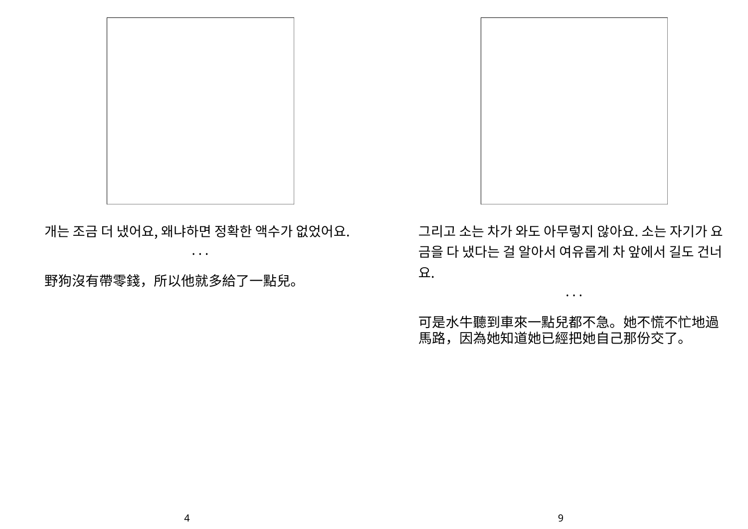개는 조금 더 냈어요, 왜냐하면 정확한 액수가 없었어요.

. . .

野狗沒有帶零錢，所以他就多給了一點兒。

그리고 소는 차가 와도 아무렇지 않아요. 소는 자기가 요금을 다 냈다는 걸 알아서 여유롭게 차 앞에서 길도 건너요.

. . .

可是水牛聽到車來一點兒都不急。她不慌不忙地過馬路，因為她知道她已經把她自己那份交了。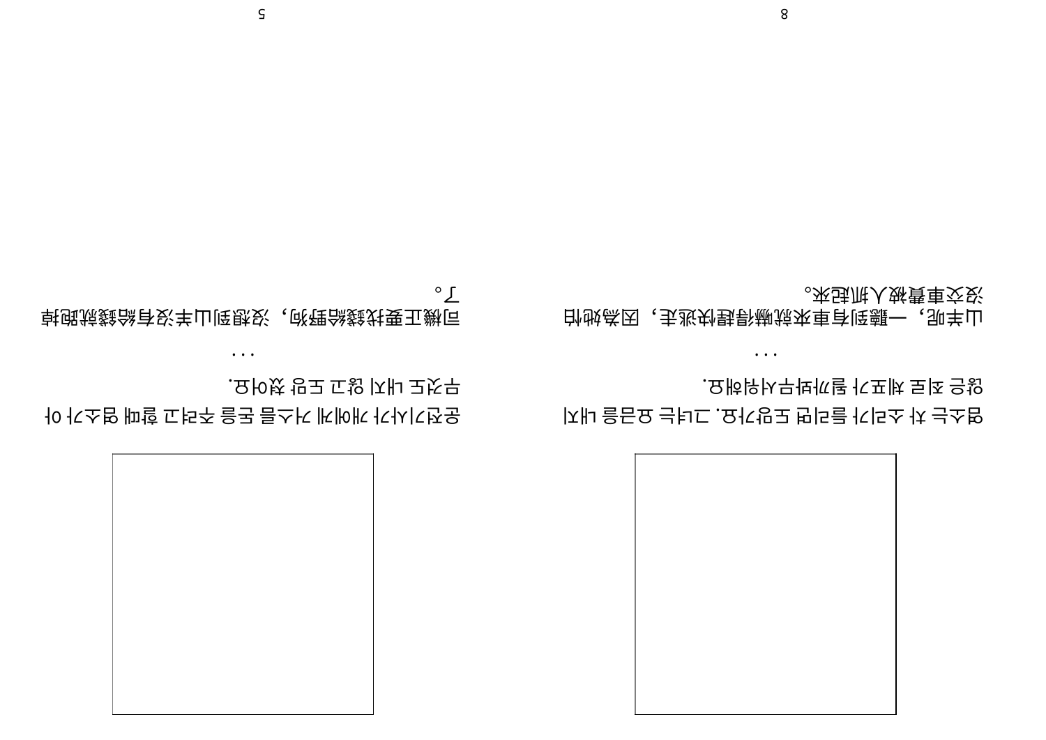염소는 차 소리가 들리면 도망가요. 그녀는 요금을 내지
않은 죄로 체포가 될까봐 두려워해요.

...

山羊呢，一聽到有車來就嚇得趕快逃走，因為她怕
沒交車費被人抓起來。

운전기사가 개에게 거스름 돈을 주려고 할때 염소가 아
무것도 내지 않고 도망 갔어요.

...

司機正要找錢給野狗，沒想到山羊沒有給錢就跑掉
了。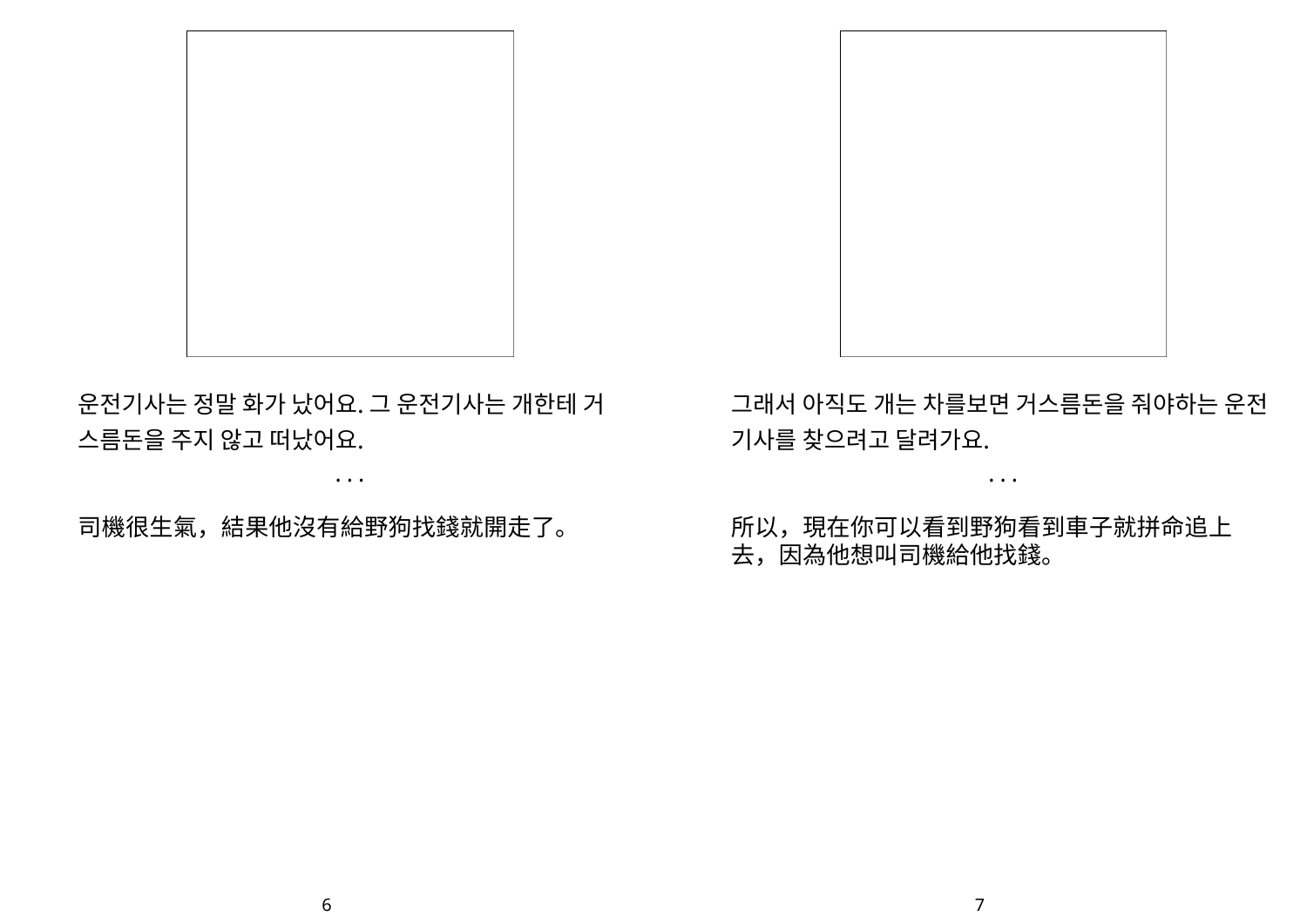운전기사는 정말 화가 났어요. 그 운전기사는 개한테 거스름돈을 주지 않고 떠났어요.

...

司機很生氣，結果他沒有給野狗找錢就開走了。

그래서 아직도 개는 차를보면 거스름돈을 줘야하는 운전기사를 찾으려고 달려가요.

...

所以，現在你可以看到野狗看到車子就拼命追上去，因為他想叫司機給他找錢。